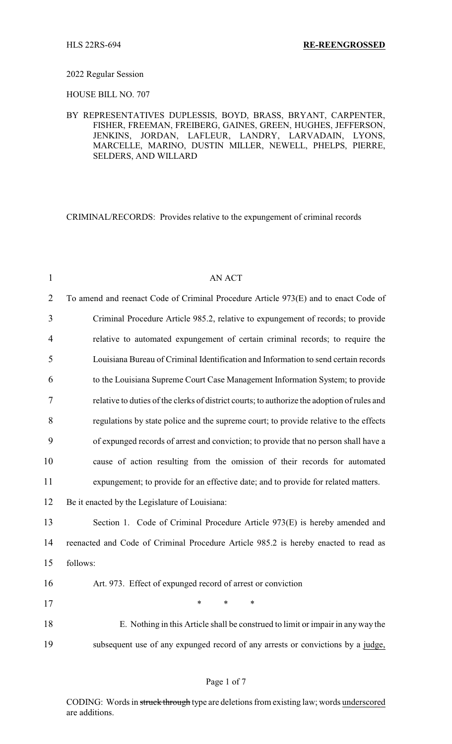HLS 22RS-694 **RE-REENGROSSED**

2022 Regular Session

HOUSE BILL NO. 707

BY REPRESENTATIVES DUPLESSIS, BOYD, BRASS, BRYANT, CARPENTER, FISHER, FREEMAN, FREIBERG, GAINES, GREEN, HUGHES, JEFFERSON, JENKINS, JORDAN, LAFLEUR, LANDRY, LARVADAIN, LYONS, MARCELLE, MARINO, DUSTIN MILLER, NEWELL, PHELPS, PIERRE, SELDERS, AND WILLARD

CRIMINAL/RECORDS: Provides relative to the expungement of criminal records

1 AN ACT

2 To amend and reenact Code of Criminal Procedure Article 973(E) and to enact Code of

3 Criminal Procedure Article 985.2, relative to expungement of records; to provide

4 relative to automated expungement of certain criminal records; to require the

5 Louisiana Bureau of Criminal Identification and Information to send certain records

6 to the Louisiana Supreme Court Case Management Information System; to provide

7 relative to duties of the clerks of district courts; to authorize the adoption of rules and

8 regulations by state police and the supreme court; to provide relative to the effects

9 of expunged records of arrest and conviction; to provide that no person shall have a

10 cause of action resulting from the omission of their records for automated

11 expungement; to provide for an effective date; and to provide for related matters.

12 Be it enacted by the Legislature of Louisiana:

13 Section 1. Code of Criminal Procedure Article 973(E) is hereby amended and

14 reenacted and Code of Criminal Procedure Article 985.2 is hereby enacted to read as

15 follows:

16 Art. 973. Effect of expunged record of arrest or conviction

17 \* \* \*

18 E. Nothing in this Article shall be construed to limit or impair in any way the

19 subsequent use of any expunged record of any arrests or convictions by a <u>judge,</u>

CODING: Words in ~~struck through~~ type are deletions from existing law; words <u>underscored</u> are additions.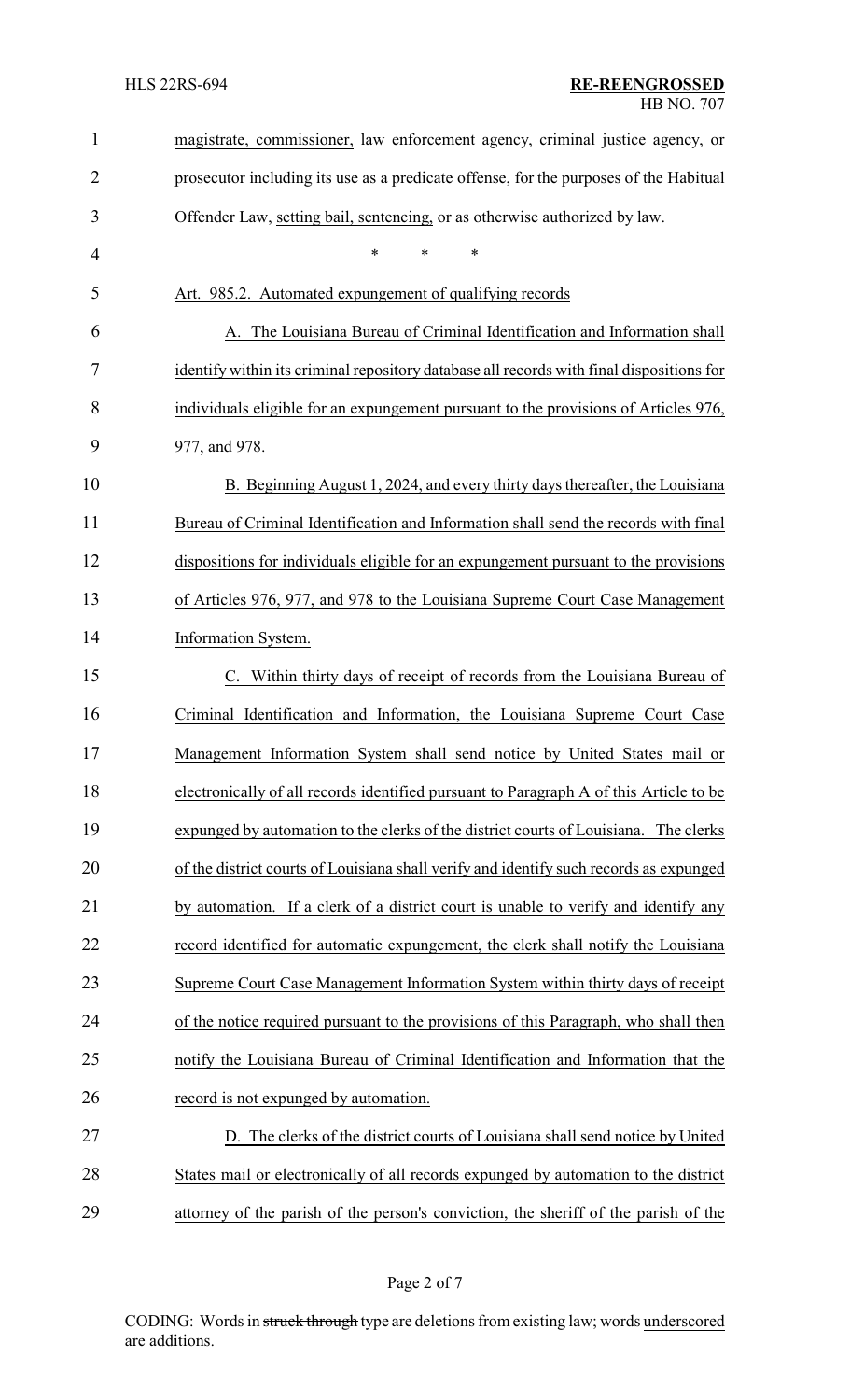magistrate, commissioner, law enforcement agency, criminal justice agency, or prosecutor including its use as a predicate offense, for the purposes of the Habitual Offender Law, setting bail, sentencing, or as otherwise authorized by law.

\* \* \*

Art. 985.2. Automated expungement of qualifying records

A. The Louisiana Bureau of Criminal Identification and Information shall identify within its criminal repository database all records with final dispositions for individuals eligible for an expungement pursuant to the provisions of Articles 976, 977, and 978.

B. Beginning August 1, 2024, and every thirty days thereafter, the Louisiana Bureau of Criminal Identification and Information shall send the records with final dispositions for individuals eligible for an expungement pursuant to the provisions of Articles 976, 977, and 978 to the Louisiana Supreme Court Case Management Information System.

C. Within thirty days of receipt of records from the Louisiana Bureau of Criminal Identification and Information, the Louisiana Supreme Court Case Management Information System shall send notice by United States mail or electronically of all records identified pursuant to Paragraph A of this Article to be expunged by automation to the clerks of the district courts of Louisiana. The clerks of the district courts of Louisiana shall verify and identify such records as expunged by automation. If a clerk of a district court is unable to verify and identify any record identified for automatic expungement, the clerk shall notify the Louisiana Supreme Court Case Management Information System within thirty days of receipt of the notice required pursuant to the provisions of this Paragraph, who shall then notify the Louisiana Bureau of Criminal Identification and Information that the record is not expunged by automation.

D. The clerks of the district courts of Louisiana shall send notice by United States mail or electronically of all records expunged by automation to the district attorney of the parish of the person's conviction, the sheriff of the parish of the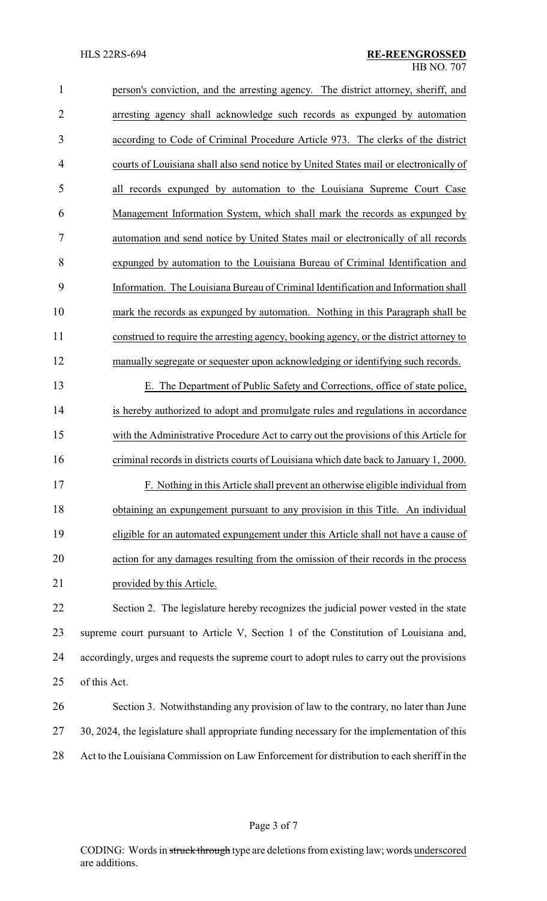person's conviction, and the arresting agency. The district attorney, sheriff, and arresting agency shall acknowledge such records as expunged by automation according to Code of Criminal Procedure Article 973. The clerks of the district courts of Louisiana shall also send notice by United States mail or electronically of all records expunged by automation to the Louisiana Supreme Court Case Management Information System, which shall mark the records as expunged by automation and send notice by United States mail or electronically of all records expunged by automation to the Louisiana Bureau of Criminal Identification and Information. The Louisiana Bureau of Criminal Identification and Information shall mark the records as expunged by automation. Nothing in this Paragraph shall be construed to require the arresting agency, booking agency, or the district attorney to manually segregate or sequester upon acknowledging or identifying such records.

E. The Department of Public Safety and Corrections, office of state police, is hereby authorized to adopt and promulgate rules and regulations in accordance with the Administrative Procedure Act to carry out the provisions of this Article for criminal records in districts courts of Louisiana which date back to January 1, 2000.

F. Nothing in this Article shall prevent an otherwise eligible individual from obtaining an expungement pursuant to any provision in this Title. An individual eligible for an automated expungement under this Article shall not have a cause of action for any damages resulting from the omission of their records in the process provided by this Article.

Section 2. The legislature hereby recognizes the judicial power vested in the state supreme court pursuant to Article V, Section 1 of the Constitution of Louisiana and, accordingly, urges and requests the supreme court to adopt rules to carry out the provisions of this Act.

Section 3. Notwithstanding any provision of law to the contrary, no later than June 30, 2024, the legislature shall appropriate funding necessary for the implementation of this Act to the Louisiana Commission on Law Enforcement for distribution to each sheriff in the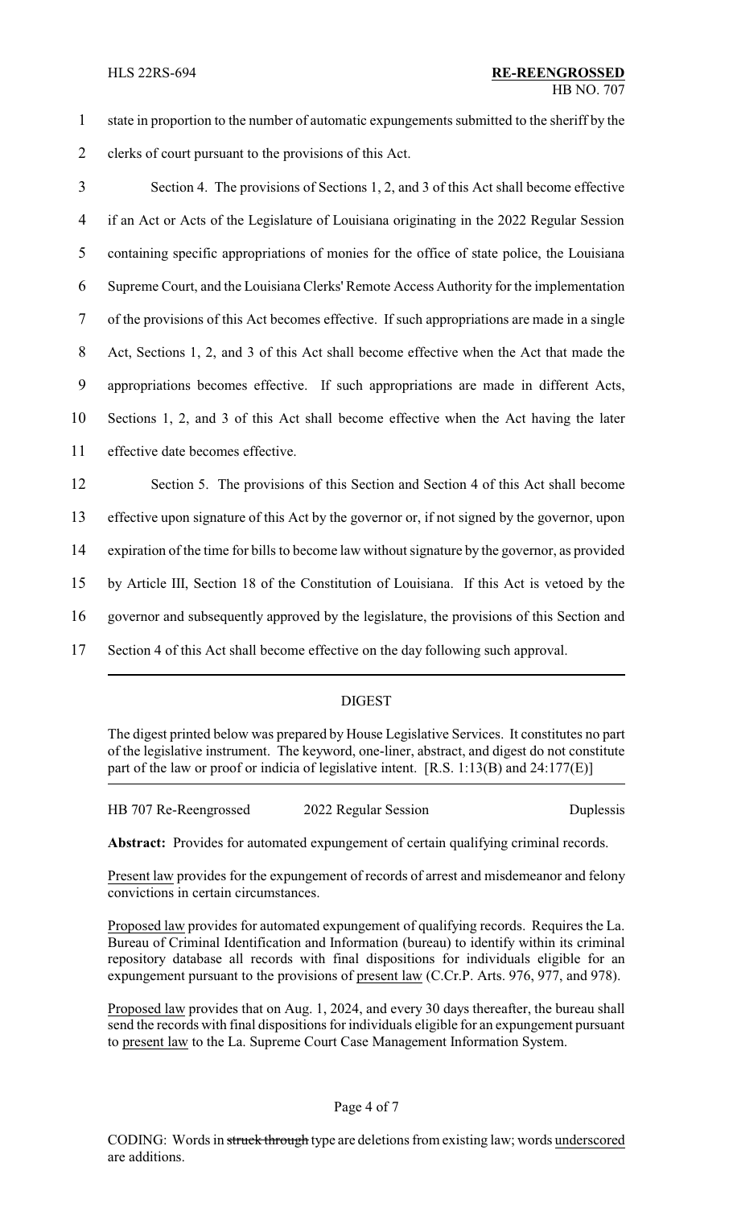state in proportion to the number of automatic expungements submitted to the sheriff by the clerks of court pursuant to the provisions of this Act.

Section 4. The provisions of Sections 1, 2, and 3 of this Act shall become effective if an Act or Acts of the Legislature of Louisiana originating in the 2022 Regular Session containing specific appropriations of monies for the office of state police, the Louisiana Supreme Court, and the Louisiana Clerks' Remote Access Authority for the implementation of the provisions of this Act becomes effective. If such appropriations are made in a single Act, Sections 1, 2, and 3 of this Act shall become effective when the Act that made the appropriations becomes effective. If such appropriations are made in different Acts, Sections 1, 2, and 3 of this Act shall become effective when the Act having the later effective date becomes effective.

Section 5. The provisions of this Section and Section 4 of this Act shall become effective upon signature of this Act by the governor or, if not signed by the governor, upon expiration of the time for bills to become law without signature by the governor, as provided by Article III, Section 18 of the Constitution of Louisiana. If this Act is vetoed by the governor and subsequently approved by the legislature, the provisions of this Section and Section 4 of this Act shall become effective on the day following such approval.

---

## DIGEST

The digest printed below was prepared by House Legislative Services. It constitutes no part of the legislative instrument. The keyword, one-liner, abstract, and digest do not constitute part of the law or proof or indicia of legislative intent. [R.S. 1:13(B) and 24:177(E)]

HB 707 Re-Reengrossed | 2022 Regular Session | Duplessis

**Abstract:** Provides for automated expungement of certain qualifying criminal records.

Present law provides for the expungement of records of arrest and misdemeanor and felony convictions in certain circumstances.

Proposed law provides for automated expungement of qualifying records. Requires the La. Bureau of Criminal Identification and Information (bureau) to identify within its criminal repository database all records with final dispositions for individuals eligible for an expungement pursuant to the provisions of present law (C.Cr.P. Arts. 976, 977, and 978).

Proposed law provides that on Aug. 1, 2024, and every 30 days thereafter, the bureau shall send the records with final dispositions for individuals eligible for an expungement pursuant to present law to the La. Supreme Court Case Management Information System.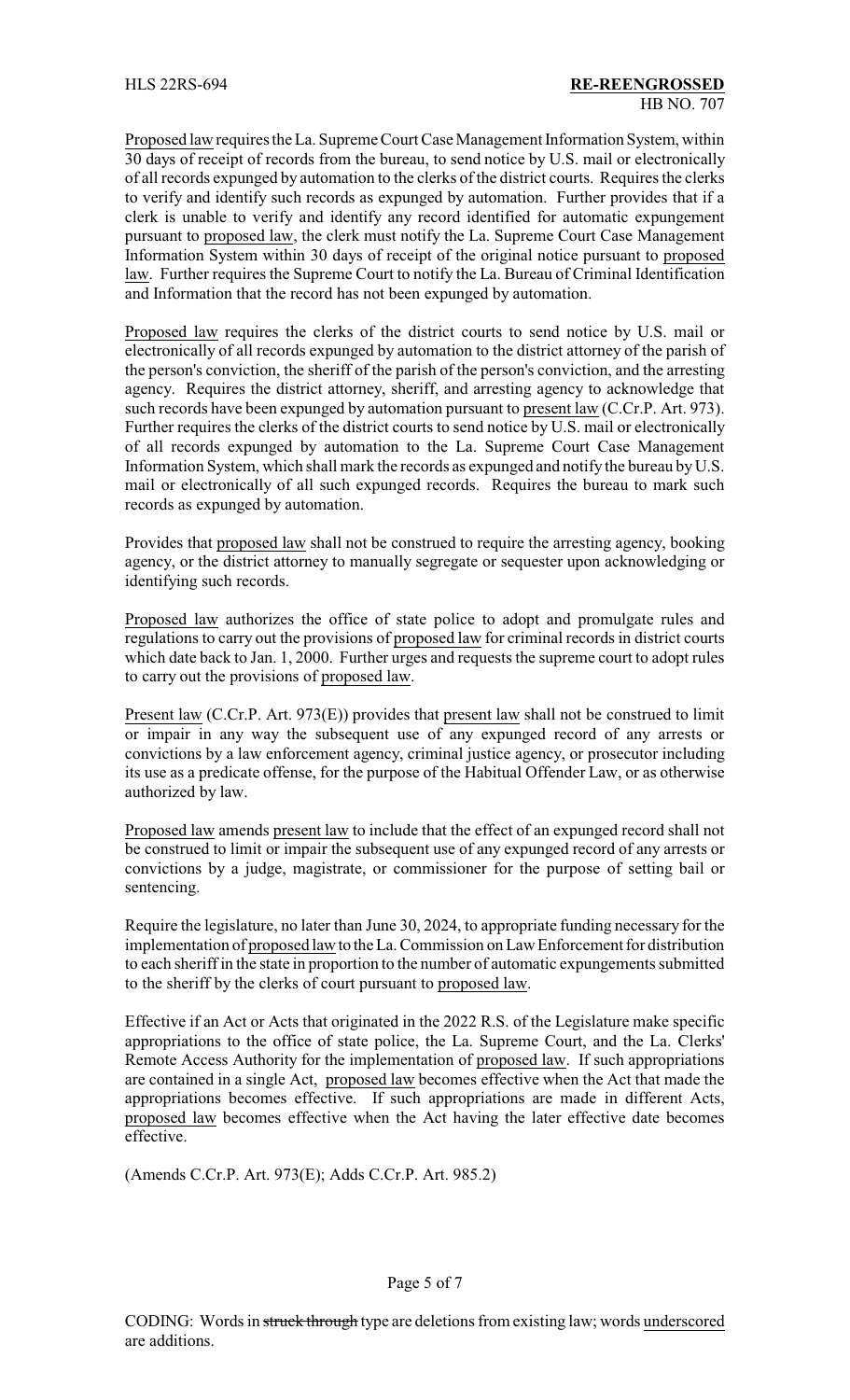Proposed law requires the La. Supreme Court Case Management Information System, within 30 days of receipt of records from the bureau, to send notice by U.S. mail or electronically of all records expunged by automation to the clerks of the district courts. Requires the clerks to verify and identify such records as expunged by automation. Further provides that if a clerk is unable to verify and identify any record identified for automatic expungement pursuant to proposed law, the clerk must notify the La. Supreme Court Case Management Information System within 30 days of receipt of the original notice pursuant to proposed law. Further requires the Supreme Court to notify the La. Bureau of Criminal Identification and Information that the record has not been expunged by automation.

Proposed law requires the clerks of the district courts to send notice by U.S. mail or electronically of all records expunged by automation to the district attorney of the parish of the person's conviction, the sheriff of the parish of the person's conviction, and the arresting agency. Requires the district attorney, sheriff, and arresting agency to acknowledge that such records have been expunged by automation pursuant to present law (C.Cr.P. Art. 973). Further requires the clerks of the district courts to send notice by U.S. mail or electronically of all records expunged by automation to the La. Supreme Court Case Management Information System, which shall mark the records as expunged and notify the bureau by U.S. mail or electronically of all such expunged records. Requires the bureau to mark such records as expunged by automation.

Provides that proposed law shall not be construed to require the arresting agency, booking agency, or the district attorney to manually segregate or sequester upon acknowledging or identifying such records.

Proposed law authorizes the office of state police to adopt and promulgate rules and regulations to carry out the provisions of proposed law for criminal records in district courts which date back to Jan. 1, 2000. Further urges and requests the supreme court to adopt rules to carry out the provisions of proposed law.

Present law (C.Cr.P. Art. 973(E)) provides that present law shall not be construed to limit or impair in any way the subsequent use of any expunged record of any arrests or convictions by a law enforcement agency, criminal justice agency, or prosecutor including its use as a predicate offense, for the purpose of the Habitual Offender Law, or as otherwise authorized by law.

Proposed law amends present law to include that the effect of an expunged record shall not be construed to limit or impair the subsequent use of any expunged record of any arrests or convictions by a judge, magistrate, or commissioner for the purpose of setting bail or sentencing.

Require the legislature, no later than June 30, 2024, to appropriate funding necessary for the implementation of proposed law to the La. Commission on Law Enforcement for distribution to each sheriff in the state in proportion to the number of automatic expungements submitted to the sheriff by the clerks of court pursuant to proposed law.

Effective if an Act or Acts that originated in the 2022 R.S. of the Legislature make specific appropriations to the office of state police, the La. Supreme Court, and the La. Clerks' Remote Access Authority for the implementation of proposed law. If such appropriations are contained in a single Act, proposed law becomes effective when the Act that made the appropriations becomes effective. If such appropriations are made in different Acts, proposed law becomes effective when the Act having the later effective date becomes effective.

(Amends C.Cr.P. Art. 973(E); Adds C.Cr.P. Art. 985.2)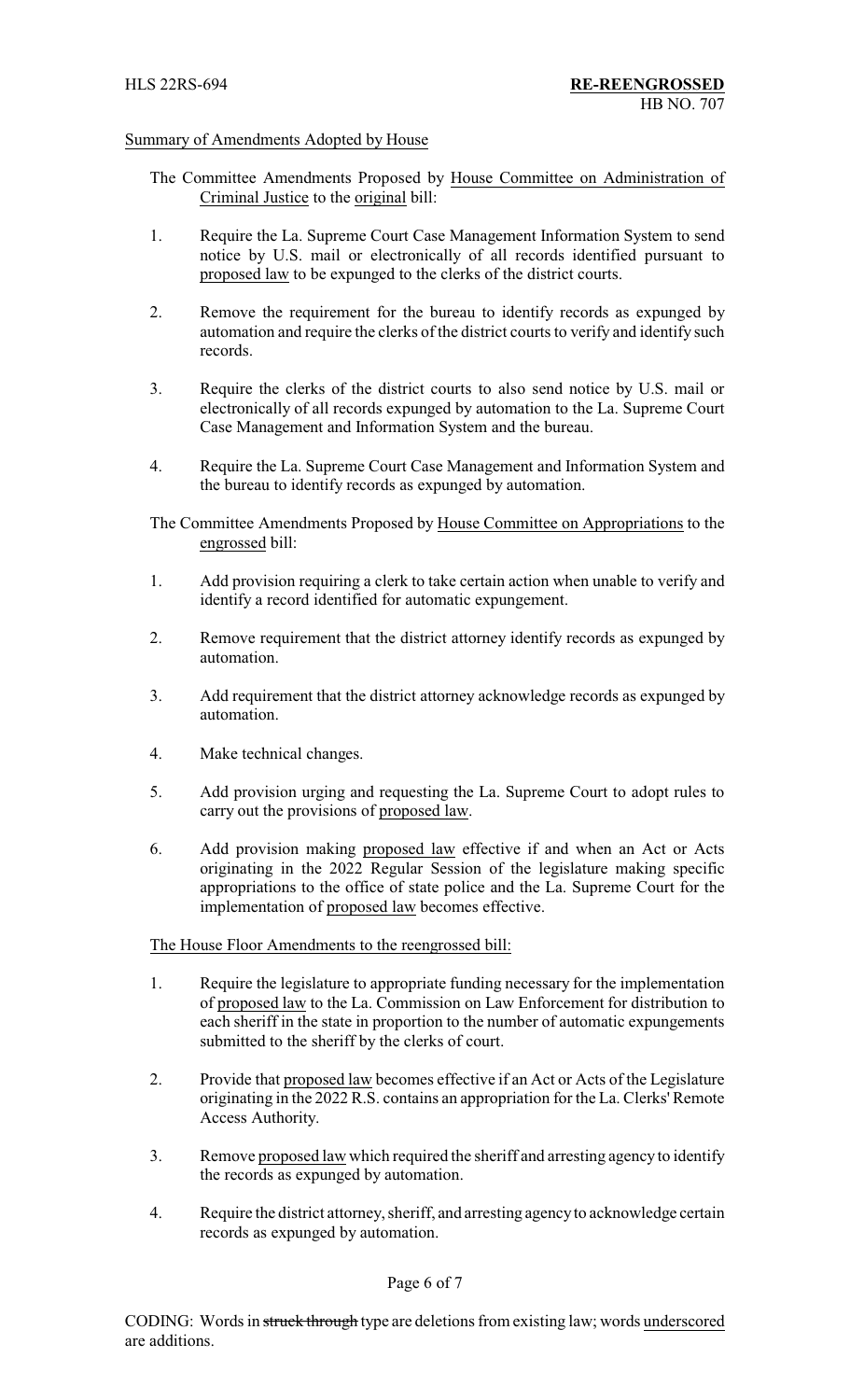Summary of Amendments Adopted by House

The Committee Amendments Proposed by House Committee on Administration of Criminal Justice to the original bill:

1. Require the La. Supreme Court Case Management Information System to send notice by U.S. mail or electronically of all records identified pursuant to proposed law to be expunged to the clerks of the district courts.

2. Remove the requirement for the bureau to identify records as expunged by automation and require the clerks of the district courts to verify and identify such records.

3. Require the clerks of the district courts to also send notice by U.S. mail or electronically of all records expunged by automation to the La. Supreme Court Case Management and Information System and the bureau.

4. Require the La. Supreme Court Case Management and Information System and the bureau to identify records as expunged by automation.

The Committee Amendments Proposed by House Committee on Appropriations to the engrossed bill:

1. Add provision requiring a clerk to take certain action when unable to verify and identify a record identified for automatic expungement.

2. Remove requirement that the district attorney identify records as expunged by automation.

3. Add requirement that the district attorney acknowledge records as expunged by automation.

4. Make technical changes.

5. Add provision urging and requesting the La. Supreme Court to adopt rules to carry out the provisions of proposed law.

6. Add provision making proposed law effective if and when an Act or Acts originating in the 2022 Regular Session of the legislature making specific appropriations to the office of state police and the La. Supreme Court for the implementation of proposed law becomes effective.

The House Floor Amendments to the reengrossed bill:

1. Require the legislature to appropriate funding necessary for the implementation of proposed law to the La. Commission on Law Enforcement for distribution to each sheriff in the state in proportion to the number of automatic expungements submitted to the sheriff by the clerks of court.

2. Provide that proposed law becomes effective if an Act or Acts of the Legislature originating in the 2022 R.S. contains an appropriation for the La. Clerks' Remote Access Authority.

3. Remove proposed law which required the sheriff and arresting agency to identify the records as expunged by automation.

4. Require the district attorney, sheriff, and arresting agency to acknowledge certain records as expunged by automation.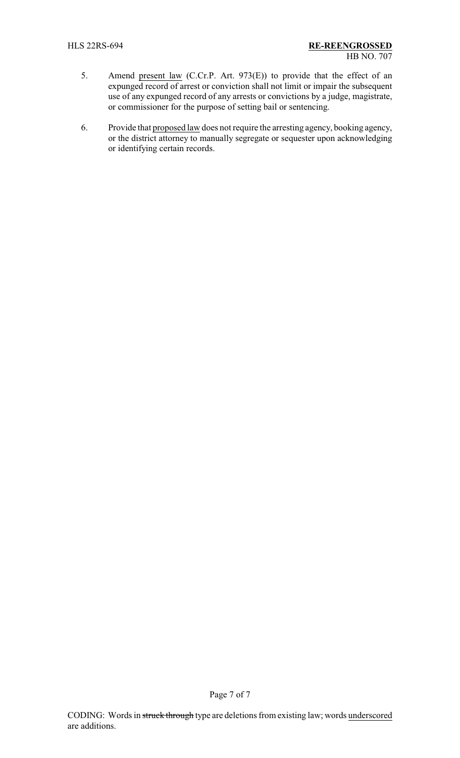5. Amend present law (C.Cr.P. Art. 973(E)) to provide that the effect of an expunged record of arrest or conviction shall not limit or impair the subsequent use of any expunged record of any arrests or convictions by a judge, magistrate, or commissioner for the purpose of setting bail or sentencing.

6. Provide that proposed law does not require the arresting agency, booking agency, or the district attorney to manually segregate or sequester upon acknowledging or identifying certain records.